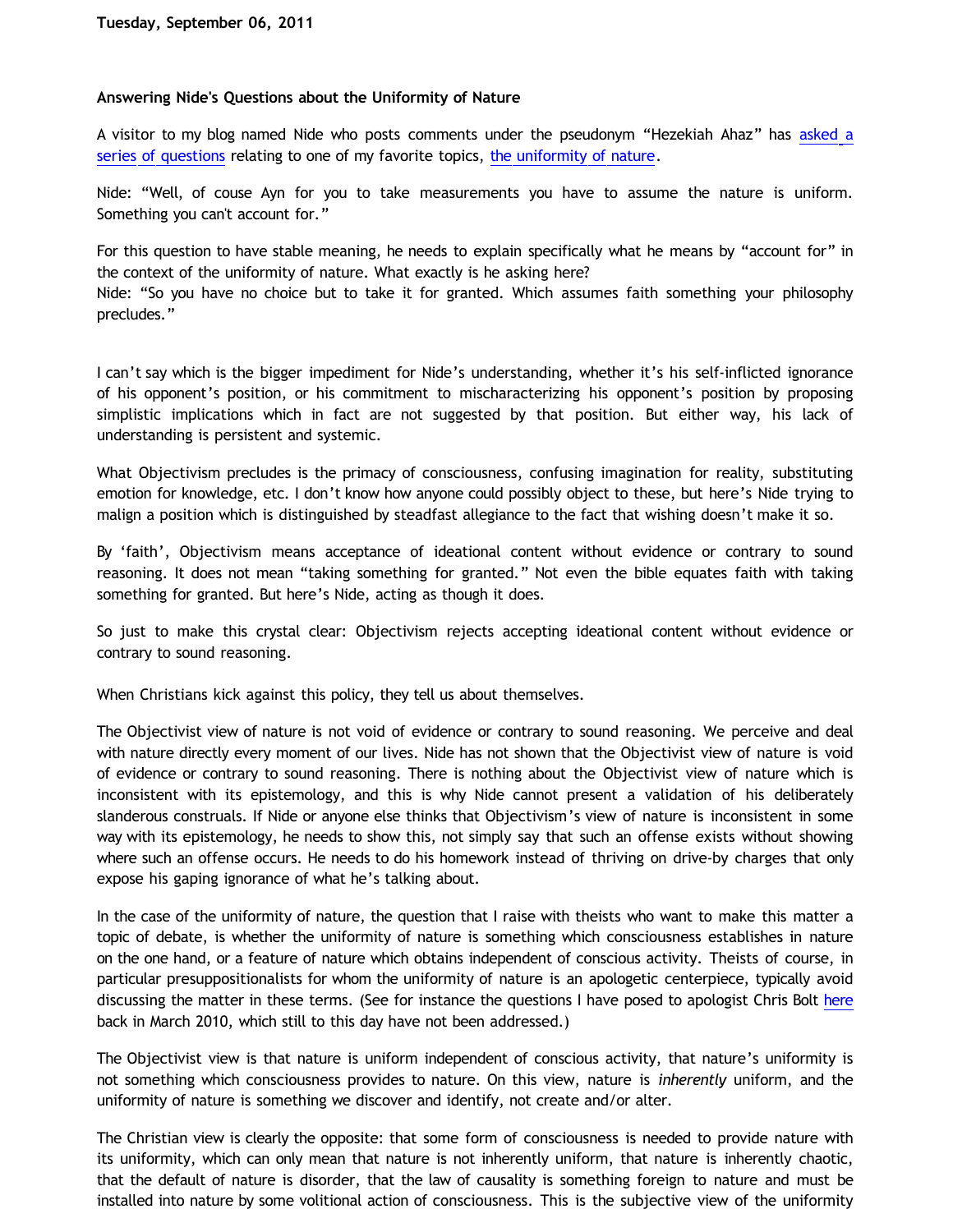**Tuesday, September 06, 2011**

### Answering Nide's Questions about the Uniformity of Nature

A visitor to my blog named Nide who posts comments under the pseudonym “Hezekiah Ahaz” has asked a series of questions relating to one of my favorite topics, the uniformity of nature.

Nide: “Well, of couse Ayn for you to take measurements you have to assume the nature is uniform. Something you can't account for.”

For this question to have stable meaning, he needs to explain specifically what he means by “account for” in the context of the uniformity of nature. What exactly is he asking here?

Nide: “So you have no choice but to take it for granted. Which assumes faith something your philosophy precludes.”

I can’t say which is the bigger impediment for Nide’s understanding, whether it’s his self-inflicted ignorance of his opponent’s position, or his commitment to mischaracterizing his opponent’s position by proposing simplistic implications which in fact are not suggested by that position. But either way, his lack of understanding is persistent and systemic.

What Objectivism precludes is the primacy of consciousness, confusing imagination for reality, substituting emotion for knowledge, etc. I don’t know how anyone could possibly object to these, but here’s Nide trying to malign a position which is distinguished by steadfast allegiance to the fact that wishing doesn’t make it so.

By ‘faith’, Objectivism means acceptance of ideational content without evidence or contrary to sound reasoning. It does not mean “taking something for granted.” Not even the bible equates faith with taking something for granted. But here’s Nide, acting as though it does.

So just to make this crystal clear: Objectivism rejects accepting ideational content without evidence or contrary to sound reasoning.

When Christians kick against this policy, they tell us about themselves.

The Objectivist view of nature is not void of evidence or contrary to sound reasoning. We perceive and deal with nature directly every moment of our lives. Nide has not shown that the Objectivist view of nature is void of evidence or contrary to sound reasoning. There is nothing about the Objectivist view of nature which is inconsistent with its epistemology, and this is why Nide cannot present a validation of his deliberately slanderous construals. If Nide or anyone else thinks that Objectivism’s view of nature is inconsistent in some way with its epistemology, he needs to show this, not simply say that such an offense exists without showing where such an offense occurs. He needs to do his homework instead of thriving on drive-by charges that only expose his gaping ignorance of what he’s talking about.

In the case of the uniformity of nature, the question that I raise with theists who want to make this matter a topic of debate, is whether the uniformity of nature is something which consciousness establishes in nature on the one hand, or a feature of nature which obtains independent of conscious activity. Theists of course, in particular presuppositionalists for whom the uniformity of nature is an apologetic centerpiece, typically avoid discussing the matter in these terms. (See for instance the questions I have posed to apologist Chris Bolt here back in March 2010, which still to this day have not been addressed.)

The Objectivist view is that nature is uniform independent of conscious activity, that nature’s uniformity is not something which consciousness provides to nature. On this view, nature is *inherently* uniform, and the uniformity of nature is something we discover and identify, not create and/or alter.

The Christian view is clearly the opposite: that some form of consciousness is needed to provide nature with its uniformity, which can only mean that nature is not inherently uniform, that nature is inherently chaotic, that the default of nature is disorder, that the law of causality is something foreign to nature and must be installed into nature by some volitional action of consciousness. This is the subjective view of the uniformity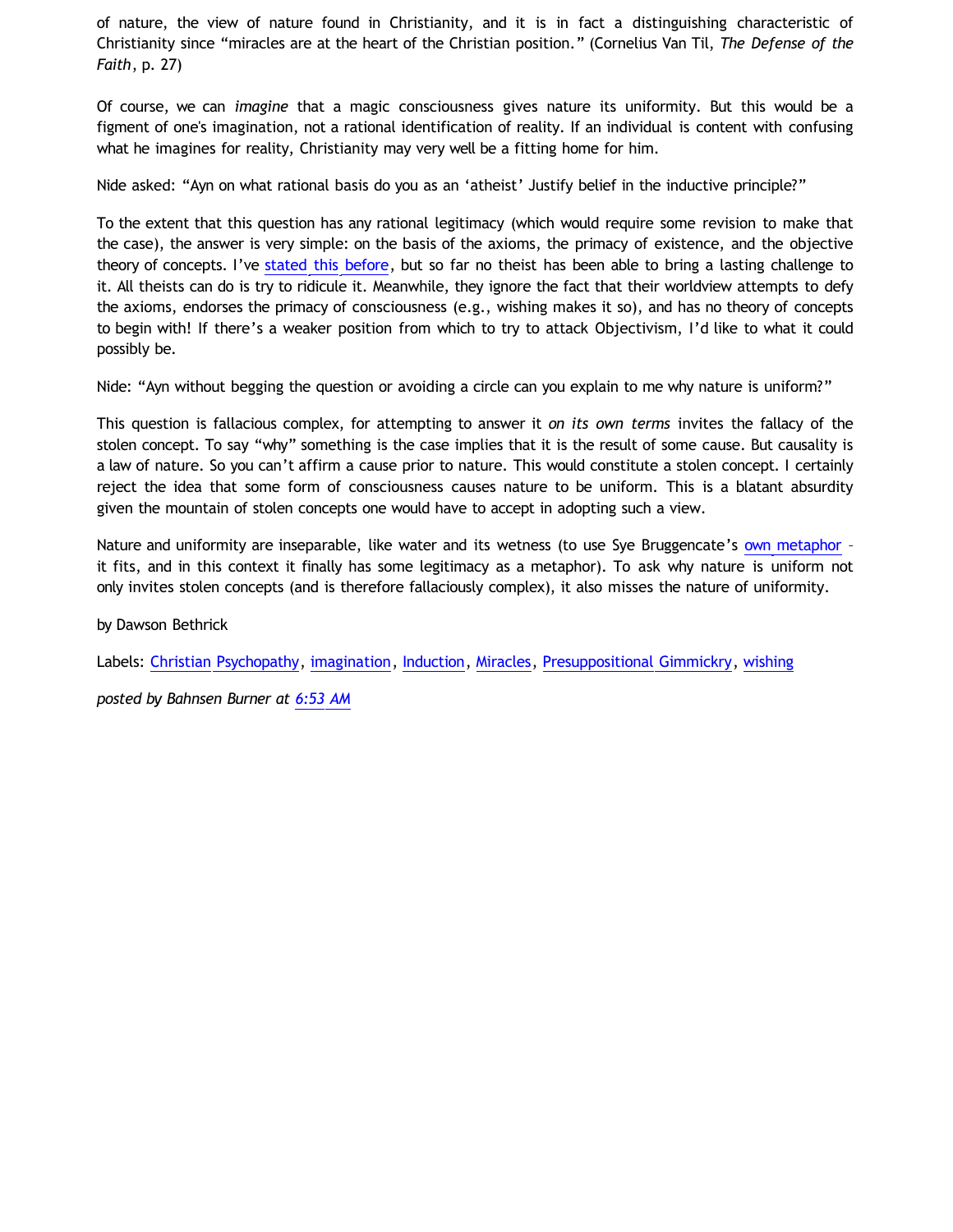of nature, the view of nature found in Christianity, and it is in fact a distinguishing characteristic of Christianity since "miracles are at the heart of the Christian position." (Cornelius Van Til, *The Defense of the Faith*, p. 27)

Of course, we can *imagine* that a magic consciousness gives nature its uniformity. But this would be a figment of one's imagination, not a rational identification of reality. If an individual is content with confusing what he imagines for reality, Christianity may very well be a fitting home for him.

Nide asked: "Ayn on what rational basis do you as an 'atheist' Justify belief in the inductive principle?"

To the extent that this question has any rational legitimacy (which would require some revision to make that the case), the answer is very simple: on the basis of the axioms, the primacy of existence, and the objective theory of concepts. I've stated this before, but so far no theist has been able to bring a lasting challenge to it. All theists can do is try to ridicule it. Meanwhile, they ignore the fact that their worldview attempts to defy the axioms, endorses the primacy of consciousness (e.g., wishing makes it so), and has no theory of concepts to begin with! If there's a weaker position from which to try to attack Objectivism, I'd like to what it could possibly be.

Nide: "Ayn without begging the question or avoiding a circle can you explain to me why nature is uniform?"

This question is fallacious complex, for attempting to answer it *on its own terms* invites the fallacy of the stolen concept. To say "why" something is the case implies that it is the result of some cause. But causality is a law of nature. So you can't affirm a cause prior to nature. This would constitute a stolen concept. I certainly reject the idea that some form of consciousness causes nature to be uniform. This is a blatant absurdity given the mountain of stolen concepts one would have to accept in adopting such a view.

Nature and uniformity are inseparable, like water and its wetness (to use Sye Bruggencate's own metaphor – it fits, and in this context it finally has some legitimacy as a metaphor). To ask why nature is uniform not only invites stolen concepts (and is therefore fallaciously complex), it also misses the nature of uniformity.

by Dawson Bethrick

Labels: Christian Psychopathy, imagination, Induction, Miracles, Presuppositional Gimmickry, wishing

*posted by Bahnsen Burner at 6:53 AM*